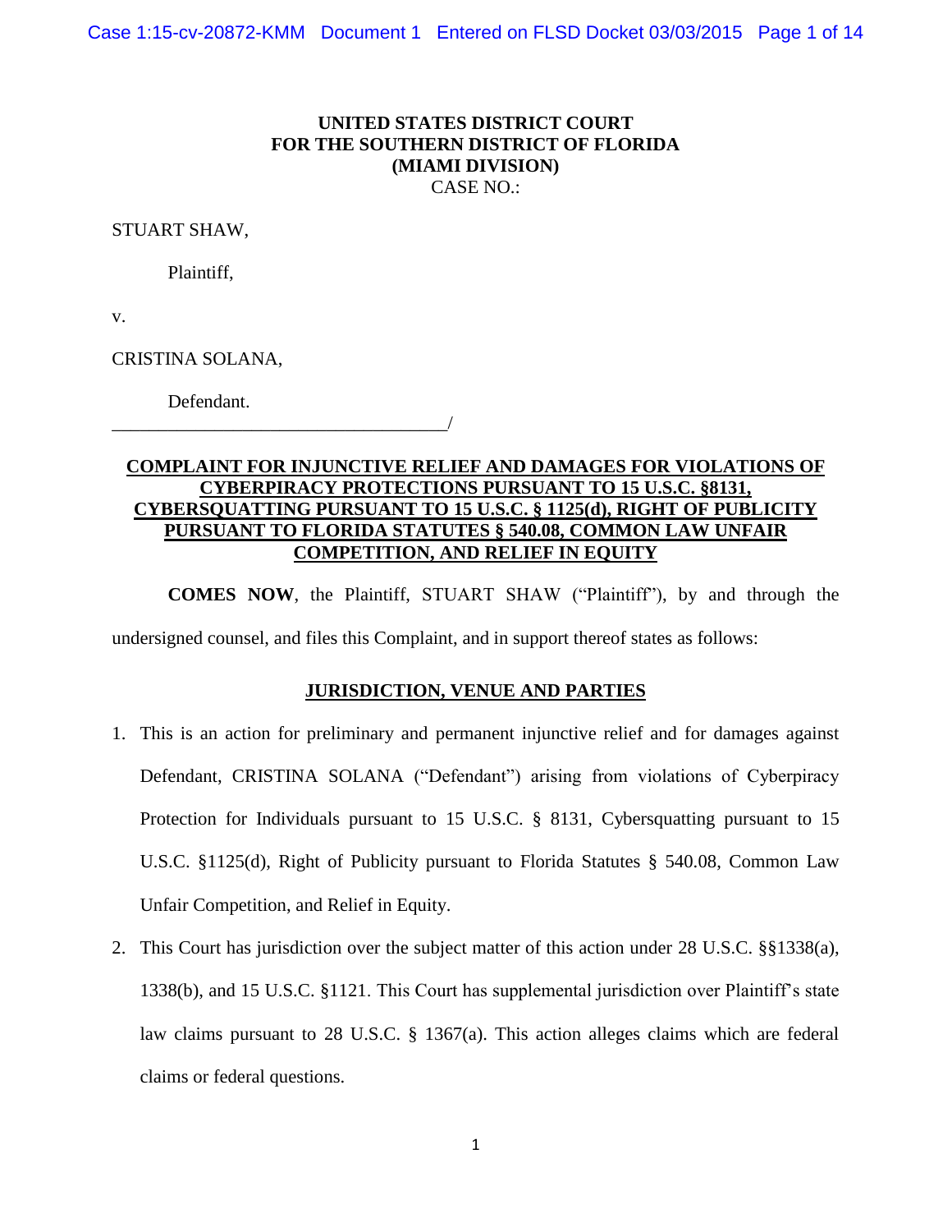**UNITED STATES DISTRICT COURT**
**FOR THE SOUTHERN DISTRICT OF FLORIDA**
**(MIAMI DIVISION)**
CASE NO.:

STUART SHAW,

Plaintiff,

v.

CRISTINA SOLANA,

Defendant.
_____________________________________/

**COMPLAINT FOR INJUNCTIVE RELIEF AND DAMAGES FOR VIOLATIONS OF CYBERPIRACY PROTECTIONS PURSUANT TO 15 U.S.C. §8131, CYBERSQUATTING PURSUANT TO 15 U.S.C. § 1125(d), RIGHT OF PUBLICITY PURSUANT TO FLORIDA STATUTES § 540.08, COMMON LAW UNFAIR COMPETITION, AND RELIEF IN EQUITY**

**COMES NOW**, the Plaintiff, STUART SHAW ("Plaintiff"), by and through the undersigned counsel, and files this Complaint, and in support thereof states as follows:

**JURISDICTION, VENUE AND PARTIES**

1. This is an action for preliminary and permanent injunctive relief and for damages against Defendant, CRISTINA SOLANA ("Defendant") arising from violations of Cyberpiracy Protection for Individuals pursuant to 15 U.S.C. § 8131, Cybersquatting pursuant to 15 U.S.C. §1125(d), Right of Publicity pursuant to Florida Statutes § 540.08, Common Law Unfair Competition, and Relief in Equity.
2. This Court has jurisdiction over the subject matter of this action under 28 U.S.C. §§1338(a), 1338(b), and 15 U.S.C. §1121. This Court has supplemental jurisdiction over Plaintiff's state law claims pursuant to 28 U.S.C. § 1367(a). This action alleges claims which are federal claims or federal questions.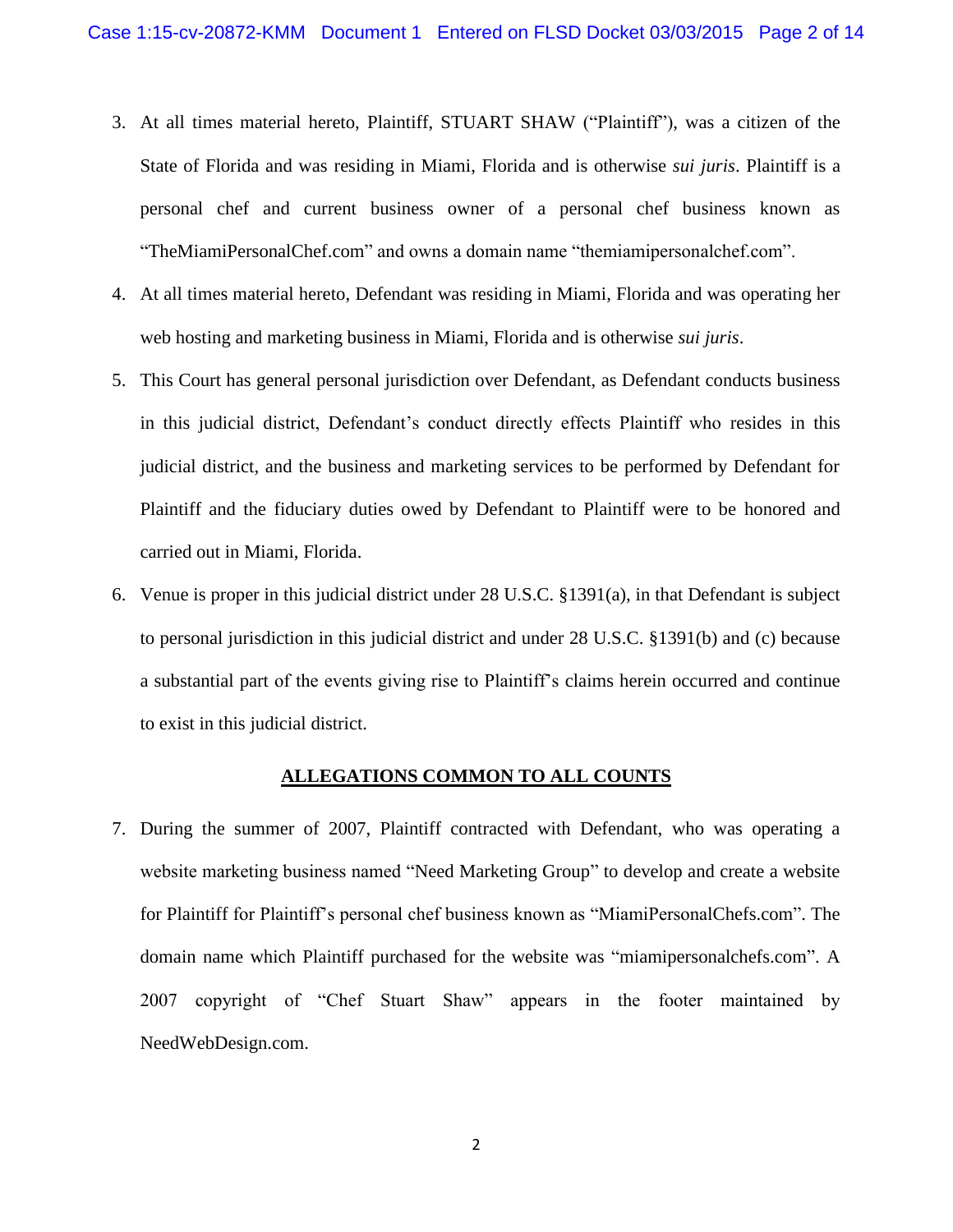3. At all times material hereto, Plaintiff, STUART SHAW ("Plaintiff"), was a citizen of the State of Florida and was residing in Miami, Florida and is otherwise *sui juris*. Plaintiff is a personal chef and current business owner of a personal chef business known as "TheMiamiPersonalChef.com" and owns a domain name "themiamipersonalchef.com".

4. At all times material hereto, Defendant was residing in Miami, Florida and was operating her web hosting and marketing business in Miami, Florida and is otherwise *sui juris*.

5. This Court has general personal jurisdiction over Defendant, as Defendant conducts business in this judicial district, Defendant's conduct directly effects Plaintiff who resides in this judicial district, and the business and marketing services to be performed by Defendant for Plaintiff and the fiduciary duties owed by Defendant to Plaintiff were to be honored and carried out in Miami, Florida.

6. Venue is proper in this judicial district under 28 U.S.C. §1391(a), in that Defendant is subject to personal jurisdiction in this judicial district and under 28 U.S.C. §1391(b) and (c) because a substantial part of the events giving rise to Plaintiff's claims herein occurred and continue to exist in this judicial district.

## ALLEGATIONS COMMON TO ALL COUNTS

7. During the summer of 2007, Plaintiff contracted with Defendant, who was operating a website marketing business named "Need Marketing Group" to develop and create a website for Plaintiff for Plaintiff's personal chef business known as "MiamiPersonalChefs.com". The domain name which Plaintiff purchased for the website was "miamipersonalchefs.com". A 2007 copyright of "Chef Stuart Shaw" appears in the footer maintained by NeedWebDesign.com.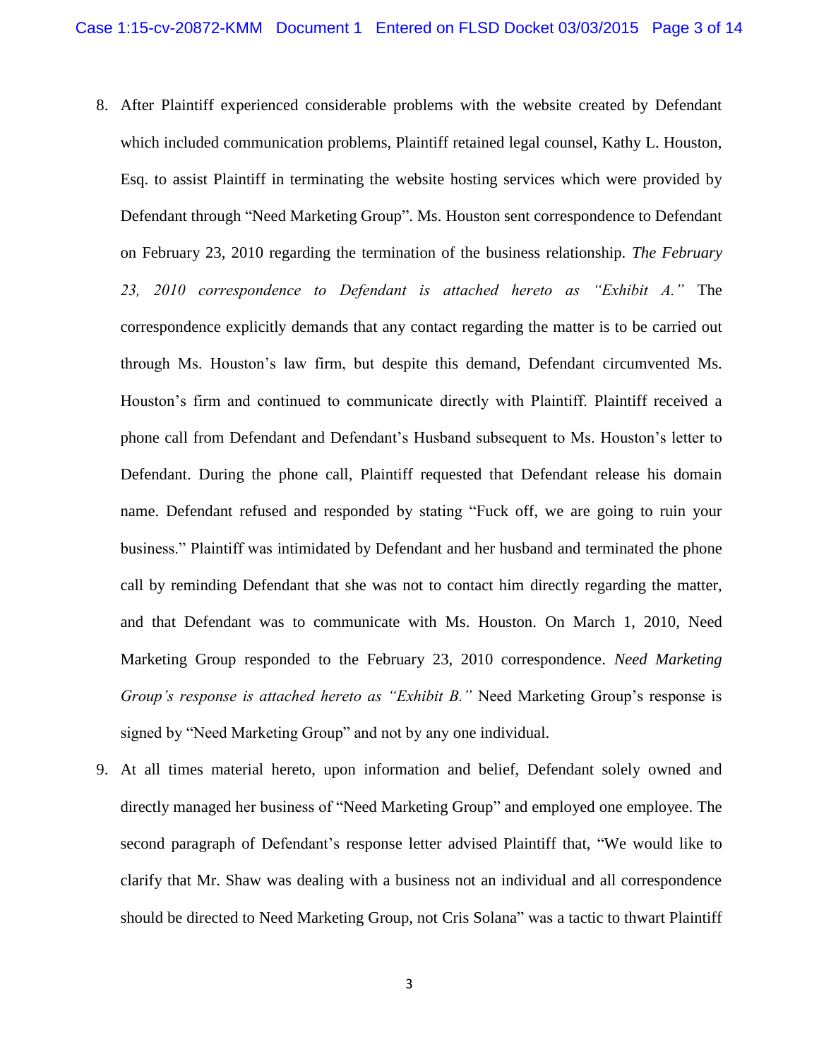8. After Plaintiff experienced considerable problems with the website created by Defendant which included communication problems, Plaintiff retained legal counsel, Kathy L. Houston, Esq. to assist Plaintiff in terminating the website hosting services which were provided by Defendant through "Need Marketing Group". Ms. Houston sent correspondence to Defendant on February 23, 2010 regarding the termination of the business relationship. *The February 23, 2010 correspondence to Defendant is attached hereto as "Exhibit A."* The correspondence explicitly demands that any contact regarding the matter is to be carried out through Ms. Houston's law firm, but despite this demand, Defendant circumvented Ms. Houston's firm and continued to communicate directly with Plaintiff. Plaintiff received a phone call from Defendant and Defendant's Husband subsequent to Ms. Houston's letter to Defendant. During the phone call, Plaintiff requested that Defendant release his domain name. Defendant refused and responded by stating "Fuck off, we are going to ruin your business." Plaintiff was intimidated by Defendant and her husband and terminated the phone call by reminding Defendant that she was not to contact him directly regarding the matter, and that Defendant was to communicate with Ms. Houston. On March 1, 2010, Need Marketing Group responded to the February 23, 2010 correspondence. *Need Marketing Group's response is attached hereto as "Exhibit B."* Need Marketing Group's response is signed by "Need Marketing Group" and not by any one individual.

9. At all times material hereto, upon information and belief, Defendant solely owned and directly managed her business of "Need Marketing Group" and employed one employee. The second paragraph of Defendant's response letter advised Plaintiff that, "We would like to clarify that Mr. Shaw was dealing with a business not an individual and all correspondence should be directed to Need Marketing Group, not Cris Solana" was a tactic to thwart Plaintiff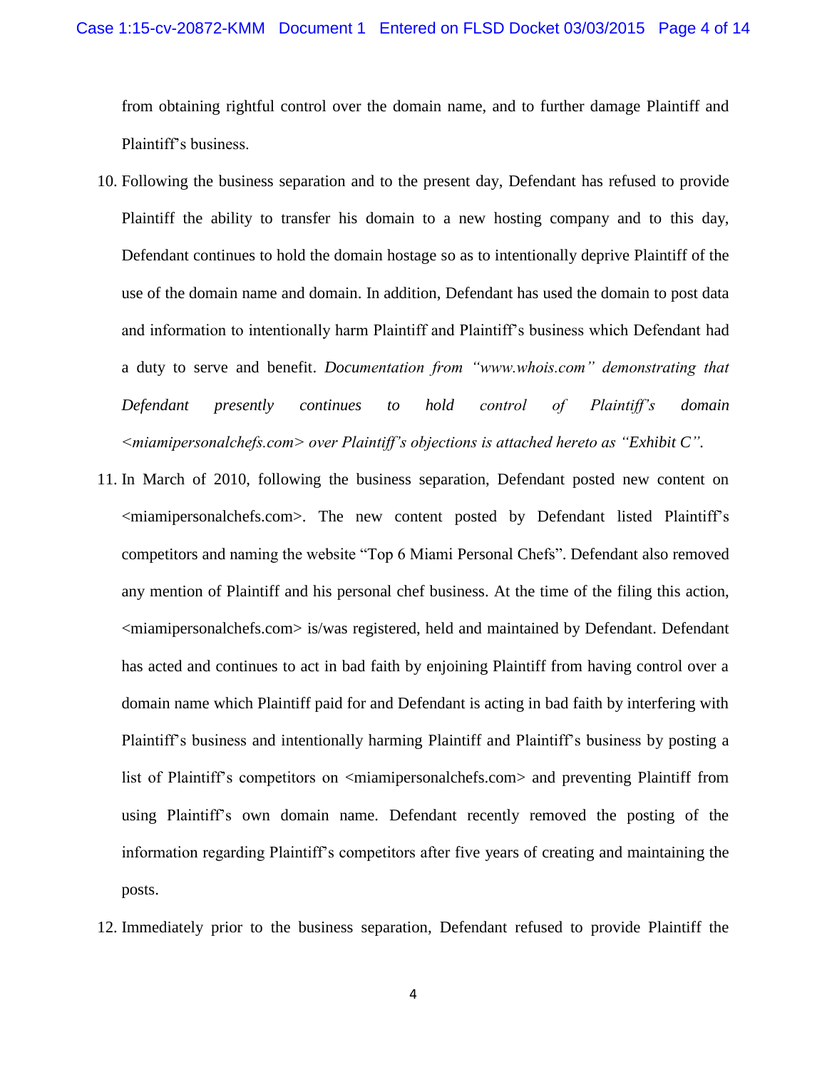from obtaining rightful control over the domain name, and to further damage Plaintiff and Plaintiff's business.

10. Following the business separation and to the present day, Defendant has refused to provide Plaintiff the ability to transfer his domain to a new hosting company and to this day, Defendant continues to hold the domain hostage so as to intentionally deprive Plaintiff of the use of the domain name and domain. In addition, Defendant has used the domain to post data and information to intentionally harm Plaintiff and Plaintiff's business which Defendant had a duty to serve and benefit. *Documentation from "www.whois.com" demonstrating that Defendant presently continues to hold control of Plaintiff's domain <miamipersonalchefs.com> over Plaintiff's objections is attached hereto as "Exhibit C".*

11. In March of 2010, following the business separation, Defendant posted new content on <miamipersonalchefs.com>. The new content posted by Defendant listed Plaintiff's competitors and naming the website "Top 6 Miami Personal Chefs". Defendant also removed any mention of Plaintiff and his personal chef business. At the time of the filing this action, <miamipersonalchefs.com> is/was registered, held and maintained by Defendant. Defendant has acted and continues to act in bad faith by enjoining Plaintiff from having control over a domain name which Plaintiff paid for and Defendant is acting in bad faith by interfering with Plaintiff's business and intentionally harming Plaintiff and Plaintiff's business by posting a list of Plaintiff's competitors on <miamipersonalchefs.com> and preventing Plaintiff from using Plaintiff's own domain name. Defendant recently removed the posting of the information regarding Plaintiff's competitors after five years of creating and maintaining the posts.

12. Immediately prior to the business separation, Defendant refused to provide Plaintiff the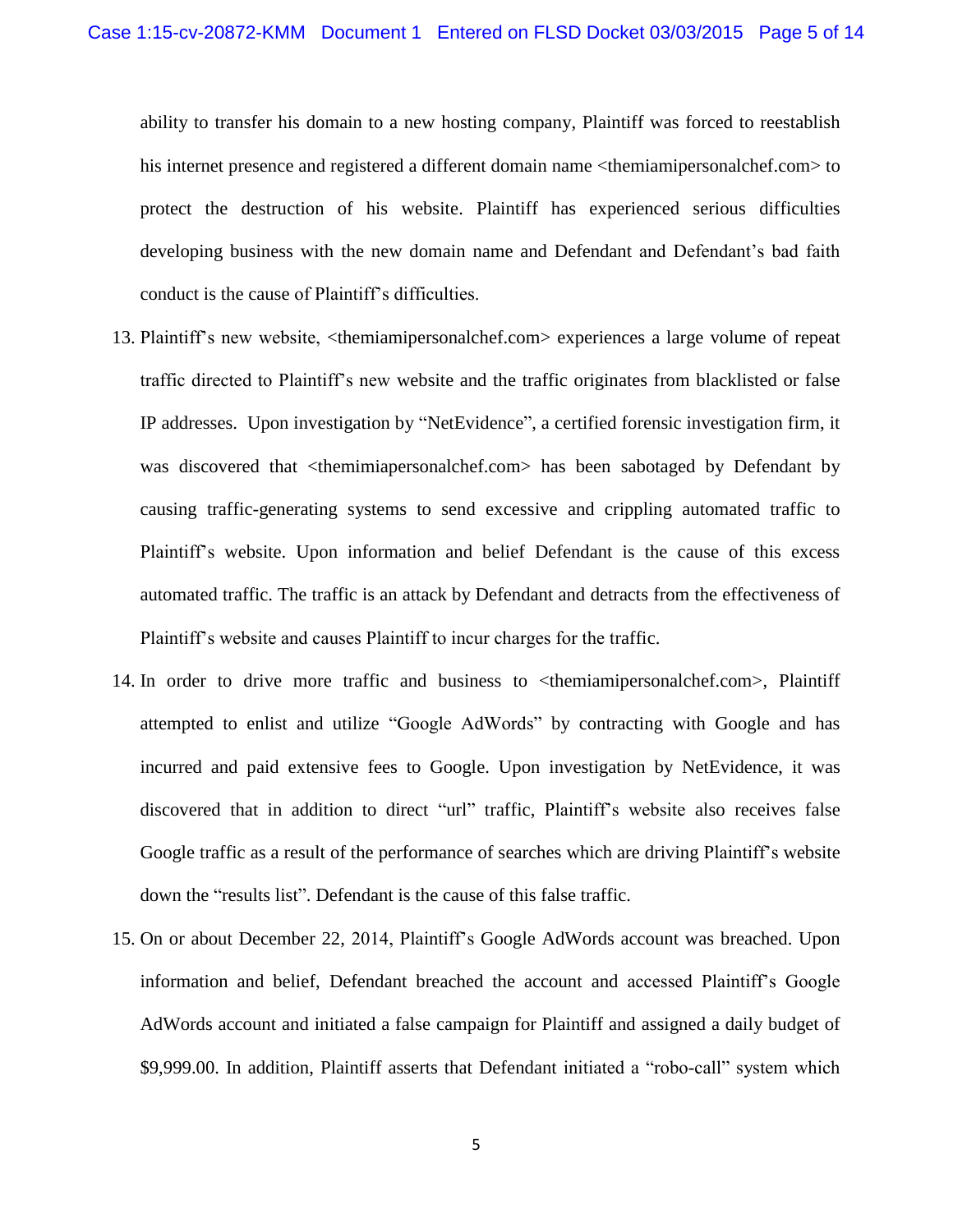ability to transfer his domain to a new hosting company, Plaintiff was forced to reestablish his internet presence and registered a different domain name <themiamipersonalchef.com> to protect the destruction of his website. Plaintiff has experienced serious difficulties developing business with the new domain name and Defendant and Defendant's bad faith conduct is the cause of Plaintiff's difficulties.

13. Plaintiff's new website, <themiamipersonalchef.com> experiences a large volume of repeat traffic directed to Plaintiff's new website and the traffic originates from blacklisted or false IP addresses. Upon investigation by "NetEvidence", a certified forensic investigation firm, it was discovered that <themimiapersonalchef.com> has been sabotaged by Defendant by causing traffic-generating systems to send excessive and crippling automated traffic to Plaintiff's website. Upon information and belief Defendant is the cause of this excess automated traffic. The traffic is an attack by Defendant and detracts from the effectiveness of Plaintiff's website and causes Plaintiff to incur charges for the traffic.

14. In order to drive more traffic and business to <themiamipersonalchef.com>, Plaintiff attempted to enlist and utilize "Google AdWords" by contracting with Google and has incurred and paid extensive fees to Google. Upon investigation by NetEvidence, it was discovered that in addition to direct "url" traffic, Plaintiff's website also receives false Google traffic as a result of the performance of searches which are driving Plaintiff's website down the "results list". Defendant is the cause of this false traffic.

15. On or about December 22, 2014, Plaintiff's Google AdWords account was breached. Upon information and belief, Defendant breached the account and accessed Plaintiff's Google AdWords account and initiated a false campaign for Plaintiff and assigned a daily budget of $9,999.00. In addition, Plaintiff asserts that Defendant initiated a "robo-call" system which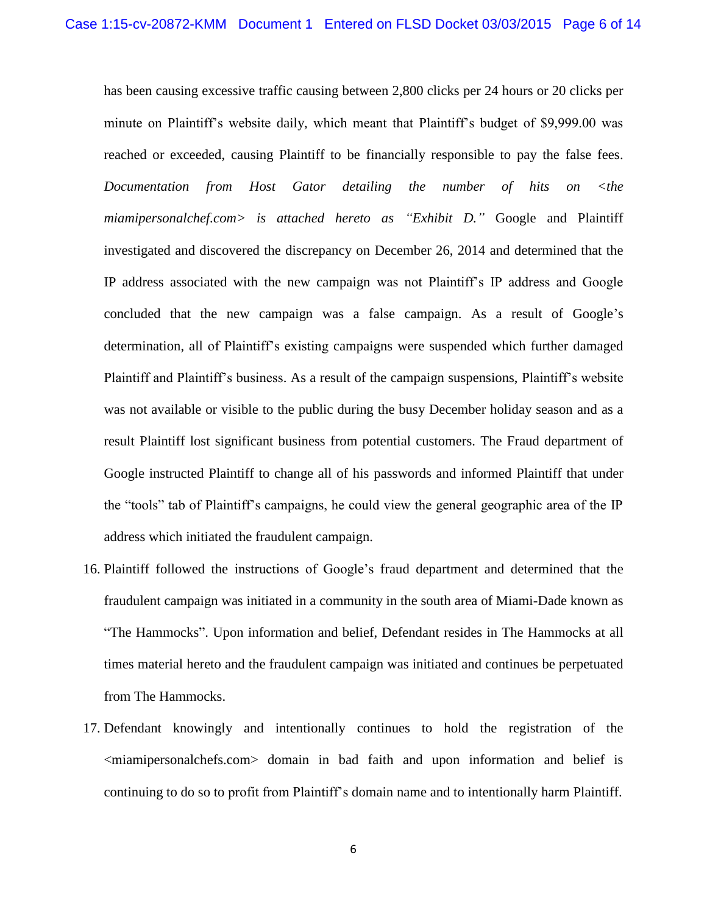has been causing excessive traffic causing between 2,800 clicks per 24 hours or 20 clicks per minute on Plaintiff's website daily, which meant that Plaintiff's budget of $9,999.00 was reached or exceeded, causing Plaintiff to be financially responsible to pay the false fees. *Documentation from Host Gator detailing the number of hits on <the miamipersonalchef.com> is attached hereto as "Exhibit D."* Google and Plaintiff investigated and discovered the discrepancy on December 26, 2014 and determined that the IP address associated with the new campaign was not Plaintiff's IP address and Google concluded that the new campaign was a false campaign. As a result of Google's determination, all of Plaintiff's existing campaigns were suspended which further damaged Plaintiff and Plaintiff's business. As a result of the campaign suspensions, Plaintiff's website was not available or visible to the public during the busy December holiday season and as a result Plaintiff lost significant business from potential customers. The Fraud department of Google instructed Plaintiff to change all of his passwords and informed Plaintiff that under the "tools" tab of Plaintiff's campaigns, he could view the general geographic area of the IP address which initiated the fraudulent campaign.

16. Plaintiff followed the instructions of Google's fraud department and determined that the fraudulent campaign was initiated in a community in the south area of Miami-Dade known as "The Hammocks". Upon information and belief, Defendant resides in The Hammocks at all times material hereto and the fraudulent campaign was initiated and continues be perpetuated from The Hammocks.

17. Defendant knowingly and intentionally continues to hold the registration of the <miamipersonalchefs.com> domain in bad faith and upon information and belief is continuing to do so to profit from Plaintiff's domain name and to intentionally harm Plaintiff.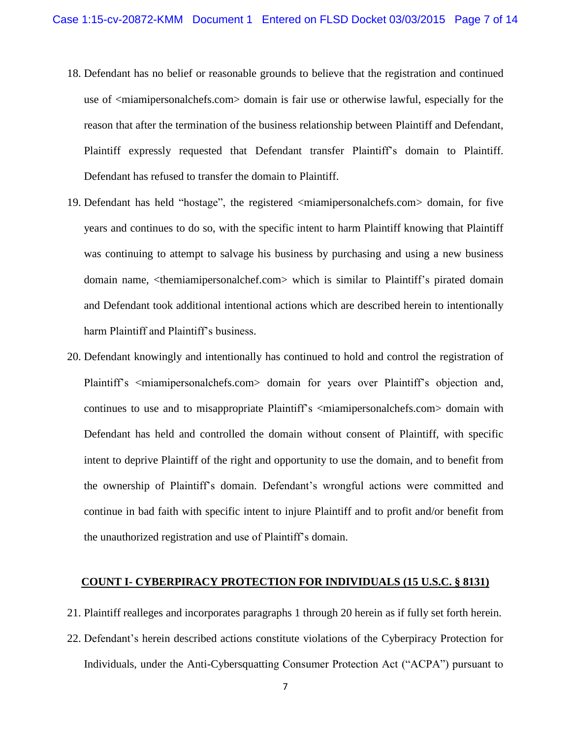18. Defendant has no belief or reasonable grounds to believe that the registration and continued use of <miamipersonalchefs.com> domain is fair use or otherwise lawful, especially for the reason that after the termination of the business relationship between Plaintiff and Defendant, Plaintiff expressly requested that Defendant transfer Plaintiff's domain to Plaintiff. Defendant has refused to transfer the domain to Plaintiff.

19. Defendant has held "hostage", the registered <miamipersonalchefs.com> domain, for five years and continues to do so, with the specific intent to harm Plaintiff knowing that Plaintiff was continuing to attempt to salvage his business by purchasing and using a new business domain name, <themiamipersonalchef.com> which is similar to Plaintiff's pirated domain and Defendant took additional intentional actions which are described herein to intentionally harm Plaintiff and Plaintiff's business.

20. Defendant knowingly and intentionally has continued to hold and control the registration of Plaintiff's <miamipersonalchefs.com> domain for years over Plaintiff's objection and, continues to use and to misappropriate Plaintiff's <miamipersonalchefs.com> domain with Defendant has held and controlled the domain without consent of Plaintiff, with specific intent to deprive Plaintiff of the right and opportunity to use the domain, and to benefit from the ownership of Plaintiff's domain. Defendant's wrongful actions were committed and continue in bad faith with specific intent to injure Plaintiff and to profit and/or benefit from the unauthorized registration and use of Plaintiff's domain.

## COUNT I- CYBERPIRACY PROTECTION FOR INDIVIDUALS (15 U.S.C. § 8131)

21. Plaintiff realleges and incorporates paragraphs 1 through 20 herein as if fully set forth herein.

22. Defendant's herein described actions constitute violations of the Cyberpiracy Protection for Individuals, under the Anti-Cybersquatting Consumer Protection Act ("ACPA") pursuant to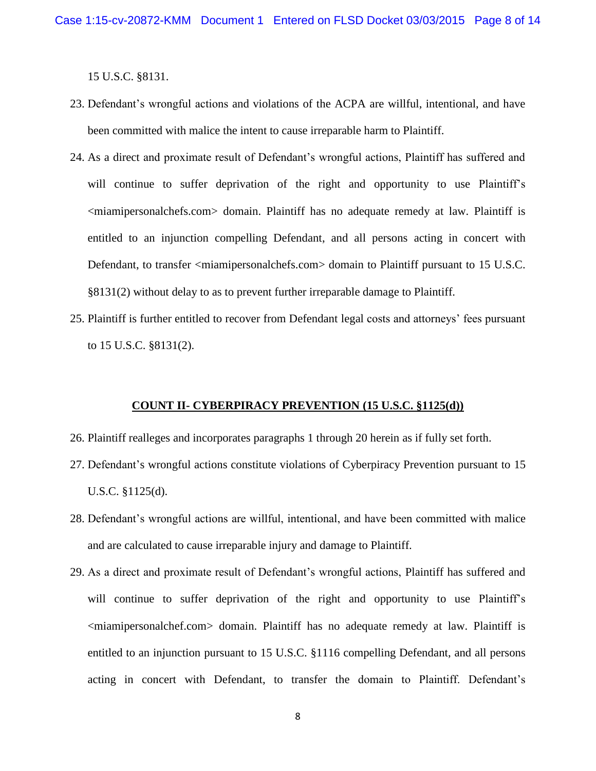15 U.S.C. §8131.

23. Defendant's wrongful actions and violations of the ACPA are willful, intentional, and have been committed with malice the intent to cause irreparable harm to Plaintiff.

24. As a direct and proximate result of Defendant's wrongful actions, Plaintiff has suffered and will continue to suffer deprivation of the right and opportunity to use Plaintiff's <miamipersonalchefs.com> domain. Plaintiff has no adequate remedy at law. Plaintiff is entitled to an injunction compelling Defendant, and all persons acting in concert with Defendant, to transfer <miamipersonalchefs.com> domain to Plaintiff pursuant to 15 U.S.C. §8131(2) without delay to as to prevent further irreparable damage to Plaintiff.

25. Plaintiff is further entitled to recover from Defendant legal costs and attorneys' fees pursuant to 15 U.S.C. §8131(2).

## COUNT II- CYBERPIRACY PREVENTION (15 U.S.C. §1125(d))

26. Plaintiff realleges and incorporates paragraphs 1 through 20 herein as if fully set forth.

27. Defendant's wrongful actions constitute violations of Cyberpiracy Prevention pursuant to 15 U.S.C. §1125(d).

28. Defendant's wrongful actions are willful, intentional, and have been committed with malice and are calculated to cause irreparable injury and damage to Plaintiff.

29. As a direct and proximate result of Defendant's wrongful actions, Plaintiff has suffered and will continue to suffer deprivation of the right and opportunity to use Plaintiff's <miamipersonalchef.com> domain. Plaintiff has no adequate remedy at law. Plaintiff is entitled to an injunction pursuant to 15 U.S.C. §1116 compelling Defendant, and all persons acting in concert with Defendant, to transfer the domain to Plaintiff. Defendant's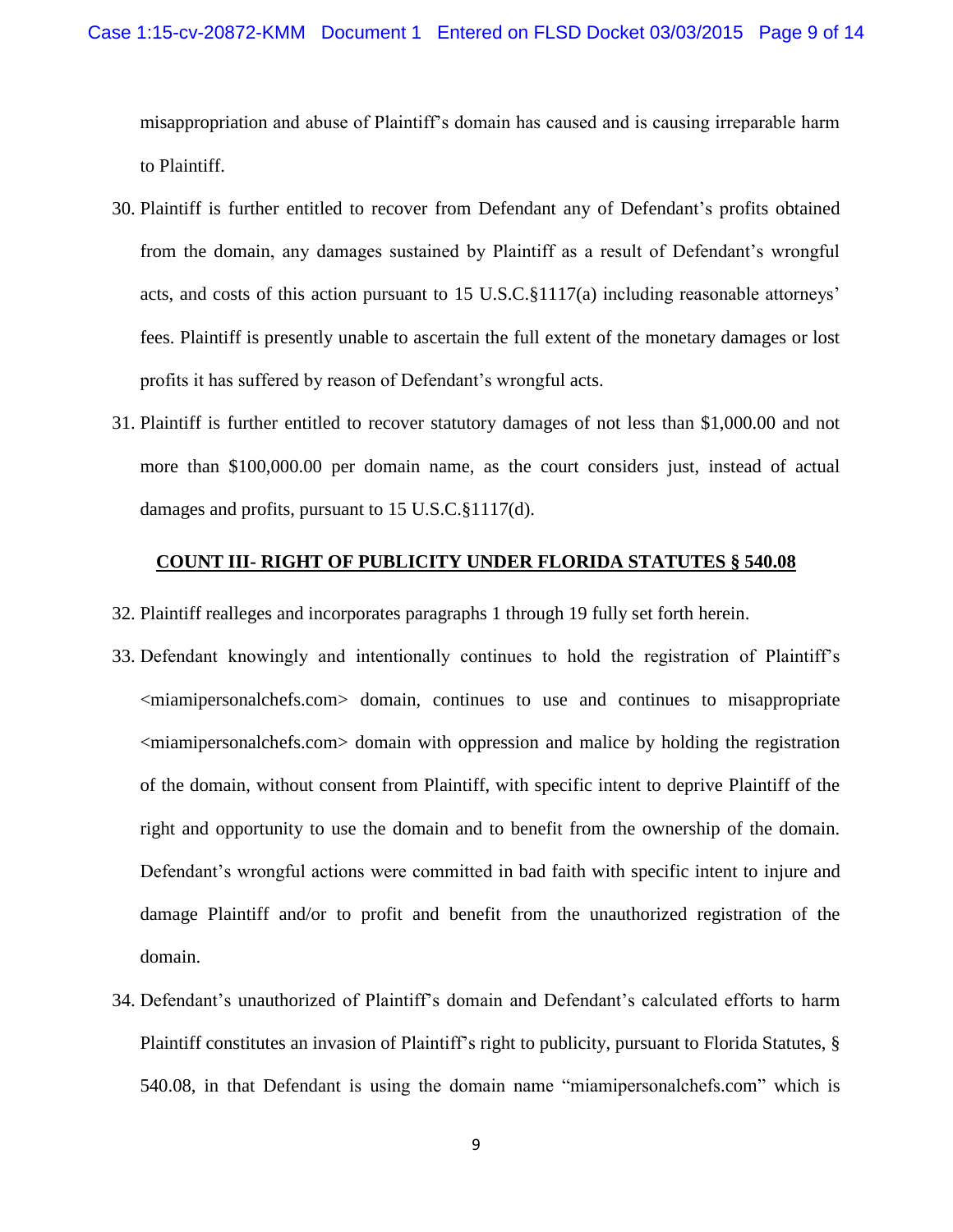misappropriation and abuse of Plaintiff's domain has caused and is causing irreparable harm to Plaintiff.

30. Plaintiff is further entitled to recover from Defendant any of Defendant's profits obtained from the domain, any damages sustained by Plaintiff as a result of Defendant's wrongful acts, and costs of this action pursuant to 15 U.S.C.§1117(a) including reasonable attorneys' fees. Plaintiff is presently unable to ascertain the full extent of the monetary damages or lost profits it has suffered by reason of Defendant's wrongful acts.

31. Plaintiff is further entitled to recover statutory damages of not less than $1,000.00 and not more than $100,000.00 per domain name, as the court considers just, instead of actual damages and profits, pursuant to 15 U.S.C.§1117(d).

## COUNT III- RIGHT OF PUBLICITY UNDER FLORIDA STATUTES § 540.08

32. Plaintiff realleges and incorporates paragraphs 1 through 19 fully set forth herein.

33. Defendant knowingly and intentionally continues to hold the registration of Plaintiff's <miamipersonalchefs.com> domain, continues to use and continues to misappropriate <miamipersonalchefs.com> domain with oppression and malice by holding the registration of the domain, without consent from Plaintiff, with specific intent to deprive Plaintiff of the right and opportunity to use the domain and to benefit from the ownership of the domain. Defendant's wrongful actions were committed in bad faith with specific intent to injure and damage Plaintiff and/or to profit and benefit from the unauthorized registration of the domain.

34. Defendant's unauthorized of Plaintiff's domain and Defendant's calculated efforts to harm Plaintiff constitutes an invasion of Plaintiff's right to publicity, pursuant to Florida Statutes, § 540.08, in that Defendant is using the domain name "miamipersonalchefs.com" which is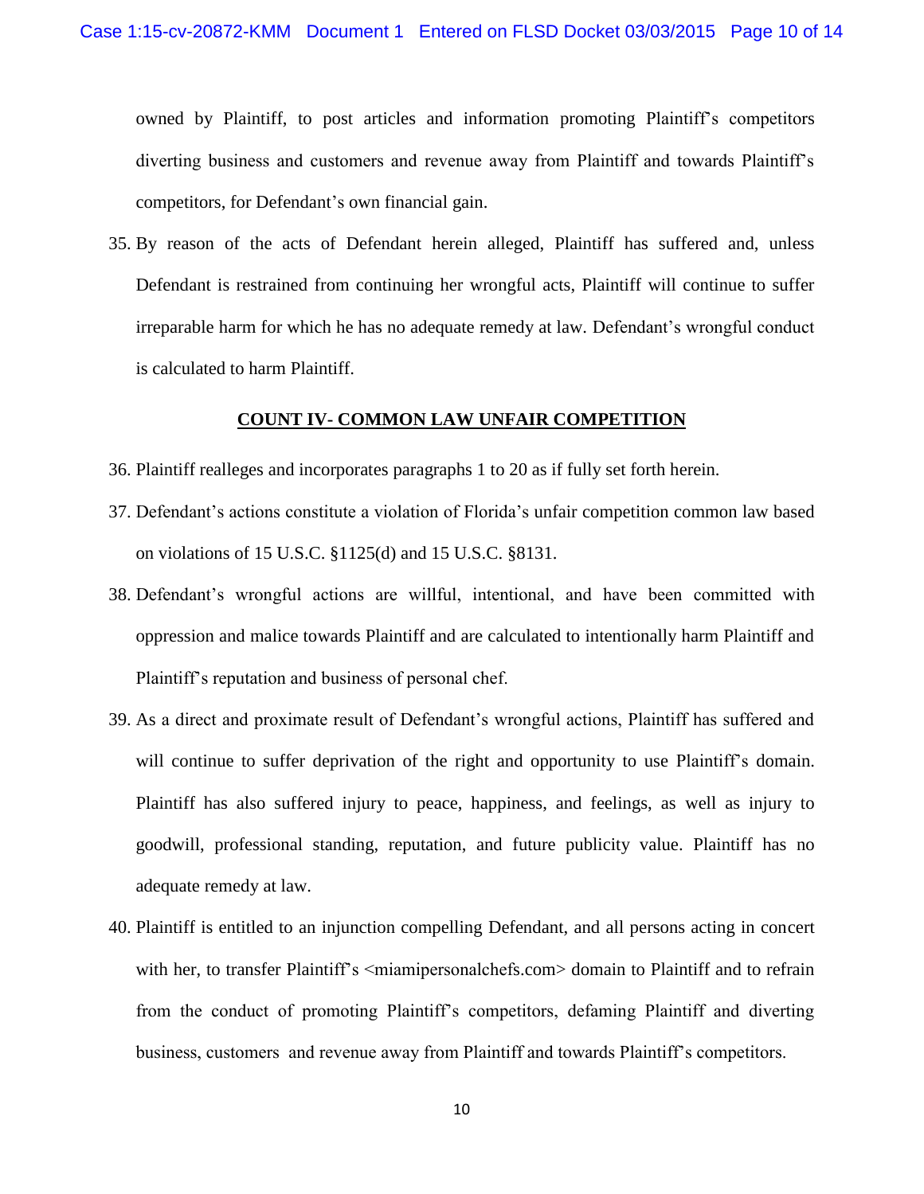owned by Plaintiff, to post articles and information promoting Plaintiff's competitors diverting business and customers and revenue away from Plaintiff and towards Plaintiff's competitors, for Defendant's own financial gain.

35. By reason of the acts of Defendant herein alleged, Plaintiff has suffered and, unless Defendant is restrained from continuing her wrongful acts, Plaintiff will continue to suffer irreparable harm for which he has no adequate remedy at law. Defendant's wrongful conduct is calculated to harm Plaintiff.

## COUNT IV- COMMON LAW UNFAIR COMPETITION

36. Plaintiff realleges and incorporates paragraphs 1 to 20 as if fully set forth herein.

37. Defendant's actions constitute a violation of Florida's unfair competition common law based on violations of 15 U.S.C. §1125(d) and 15 U.S.C. §8131.

38. Defendant's wrongful actions are willful, intentional, and have been committed with oppression and malice towards Plaintiff and are calculated to intentionally harm Plaintiff and Plaintiff's reputation and business of personal chef.

39. As a direct and proximate result of Defendant's wrongful actions, Plaintiff has suffered and will continue to suffer deprivation of the right and opportunity to use Plaintiff's domain. Plaintiff has also suffered injury to peace, happiness, and feelings, as well as injury to goodwill, professional standing, reputation, and future publicity value. Plaintiff has no adequate remedy at law.

40. Plaintiff is entitled to an injunction compelling Defendant, and all persons acting in concert with her, to transfer Plaintiff's <miamipersonalchefs.com> domain to Plaintiff and to refrain from the conduct of promoting Plaintiff's competitors, defaming Plaintiff and diverting business, customers and revenue away from Plaintiff and towards Plaintiff's competitors.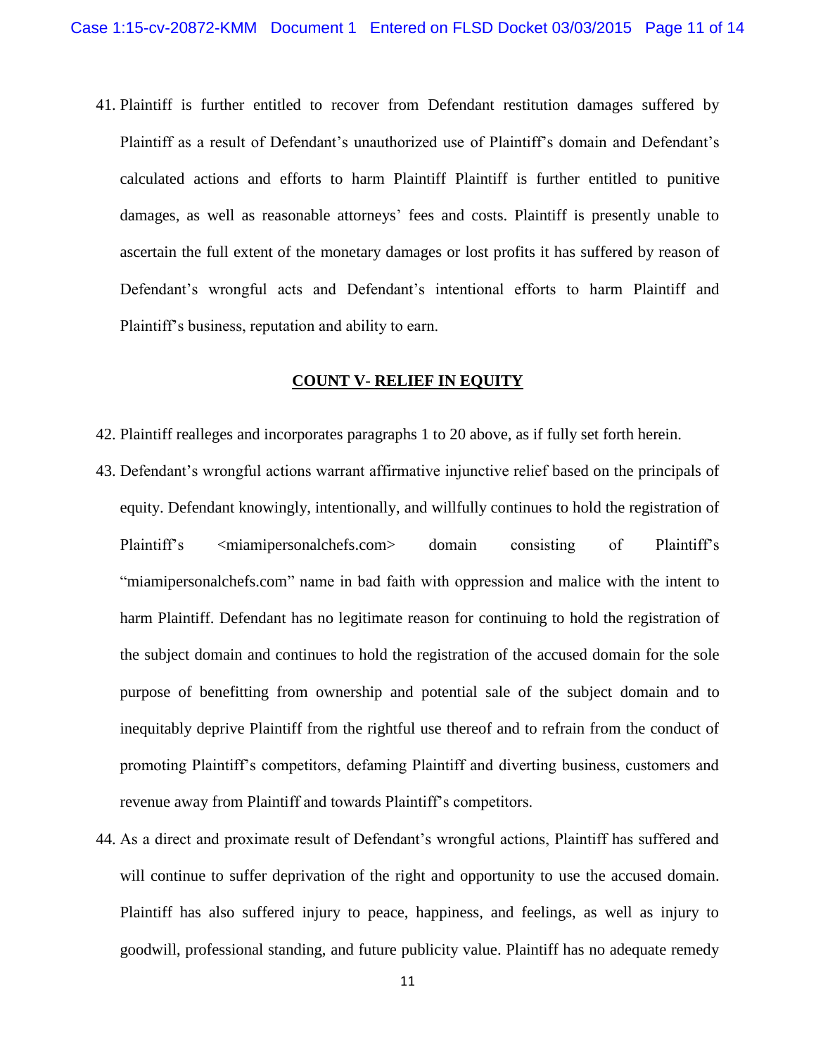41. Plaintiff is further entitled to recover from Defendant restitution damages suffered by Plaintiff as a result of Defendant's unauthorized use of Plaintiff's domain and Defendant's calculated actions and efforts to harm Plaintiff Plaintiff is further entitled to punitive damages, as well as reasonable attorneys' fees and costs. Plaintiff is presently unable to ascertain the full extent of the monetary damages or lost profits it has suffered by reason of Defendant's wrongful acts and Defendant's intentional efforts to harm Plaintiff and Plaintiff's business, reputation and ability to earn.

**COUNT V- RELIEF IN EQUITY**

42. Plaintiff realleges and incorporates paragraphs 1 to 20 above, as if fully set forth herein.

43. Defendant's wrongful actions warrant affirmative injunctive relief based on the principals of equity. Defendant knowingly, intentionally, and willfully continues to hold the registration of Plaintiff's <miamipersonalchefs.com> domain consisting of Plaintiff's "miamipersonalchefs.com" name in bad faith with oppression and malice with the intent to harm Plaintiff. Defendant has no legitimate reason for continuing to hold the registration of the subject domain and continues to hold the registration of the accused domain for the sole purpose of benefitting from ownership and potential sale of the subject domain and to inequitably deprive Plaintiff from the rightful use thereof and to refrain from the conduct of promoting Plaintiff's competitors, defaming Plaintiff and diverting business, customers and revenue away from Plaintiff and towards Plaintiff's competitors.

44. As a direct and proximate result of Defendant's wrongful actions, Plaintiff has suffered and will continue to suffer deprivation of the right and opportunity to use the accused domain. Plaintiff has also suffered injury to peace, happiness, and feelings, as well as injury to goodwill, professional standing, and future publicity value. Plaintiff has no adequate remedy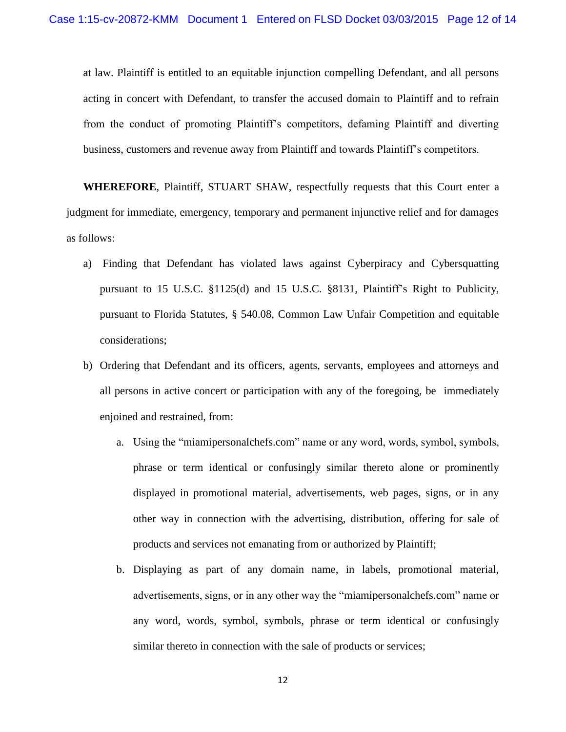at law. Plaintiff is entitled to an equitable injunction compelling Defendant, and all persons acting in concert with Defendant, to transfer the accused domain to Plaintiff and to refrain from the conduct of promoting Plaintiff's competitors, defaming Plaintiff and diverting business, customers and revenue away from Plaintiff and towards Plaintiff's competitors.

**WHEREFORE**, Plaintiff, STUART SHAW, respectfully requests that this Court enter a judgment for immediate, emergency, temporary and permanent injunctive relief and for damages as follows:

a) Finding that Defendant has violated laws against Cyberpiracy and Cybersquatting pursuant to 15 U.S.C. §1125(d) and 15 U.S.C. §8131, Plaintiff's Right to Publicity, pursuant to Florida Statutes, § 540.08, Common Law Unfair Competition and equitable considerations;

b) Ordering that Defendant and its officers, agents, servants, employees and attorneys and all persons in active concert or participation with any of the foregoing, be immediately enjoined and restrained, from:

   a. Using the "miamipersonalchefs.com" name or any word, words, symbol, symbols, phrase or term identical or confusingly similar thereto alone or prominently displayed in promotional material, advertisements, web pages, signs, or in any other way in connection with the advertising, distribution, offering for sale of products and services not emanating from or authorized by Plaintiff;

   b. Displaying as part of any domain name, in labels, promotional material, advertisements, signs, or in any other way the "miamipersonalchefs.com" name or any word, words, symbol, symbols, phrase or term identical or confusingly similar thereto in connection with the sale of products or services;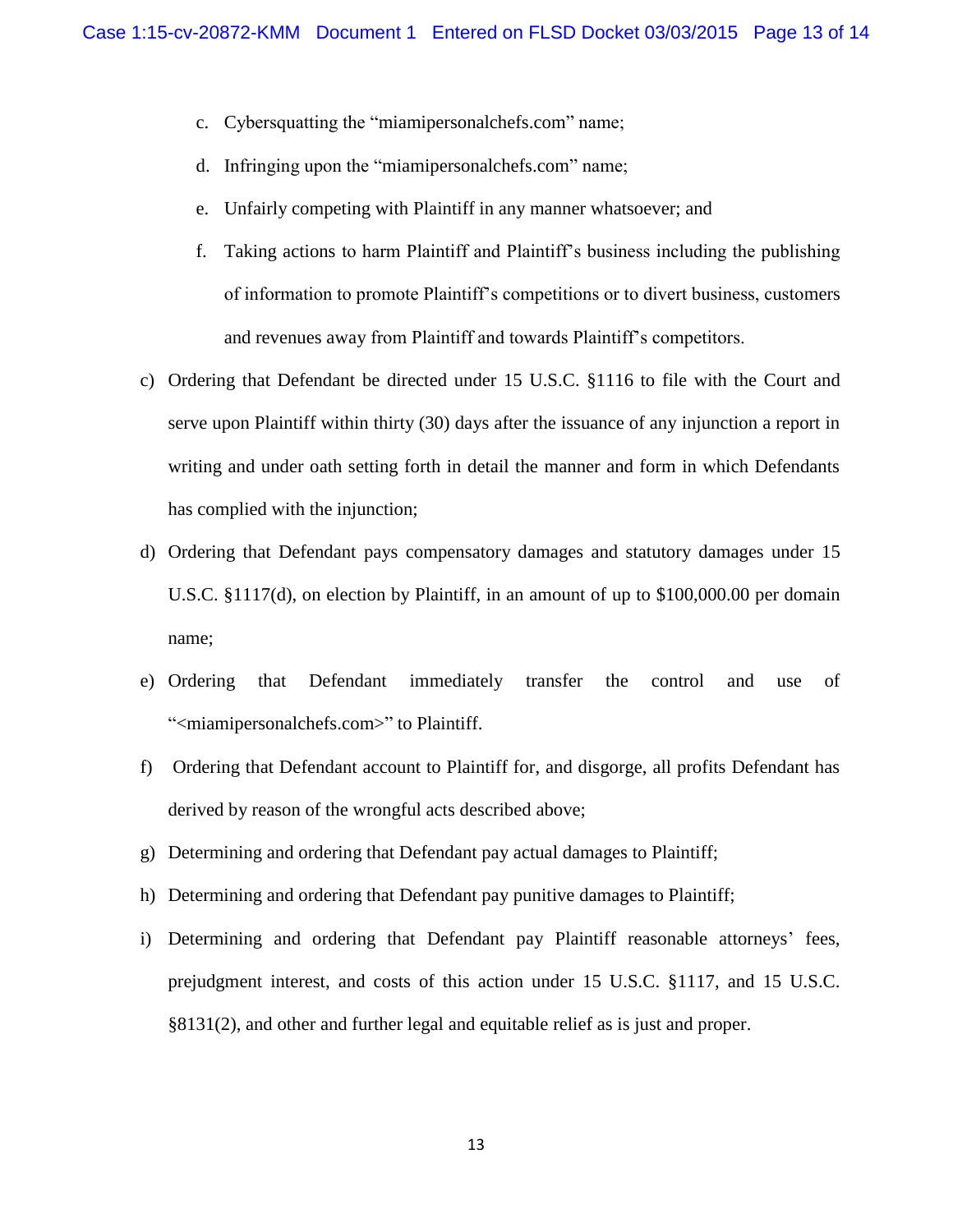c. Cybersquatting the "miamipersonalchefs.com" name;

d. Infringing upon the "miamipersonalchefs.com" name;

e. Unfairly competing with Plaintiff in any manner whatsoever; and

f. Taking actions to harm Plaintiff and Plaintiff's business including the publishing of information to promote Plaintiff's competitions or to divert business, customers and revenues away from Plaintiff and towards Plaintiff's competitors.

c) Ordering that Defendant be directed under 15 U.S.C. §1116 to file with the Court and serve upon Plaintiff within thirty (30) days after the issuance of any injunction a report in writing and under oath setting forth in detail the manner and form in which Defendants has complied with the injunction;

d) Ordering that Defendant pays compensatory damages and statutory damages under 15 U.S.C. §1117(d), on election by Plaintiff, in an amount of up to $100,000.00 per domain name;

e) Ordering that Defendant immediately transfer the control and use of "<miamipersonalchefs.com>" to Plaintiff.

f) Ordering that Defendant account to Plaintiff for, and disgorge, all profits Defendant has derived by reason of the wrongful acts described above;

g) Determining and ordering that Defendant pay actual damages to Plaintiff;

h) Determining and ordering that Defendant pay punitive damages to Plaintiff;

i) Determining and ordering that Defendant pay Plaintiff reasonable attorneys' fees, prejudgment interest, and costs of this action under 15 U.S.C. §1117, and 15 U.S.C. §8131(2), and other and further legal and equitable relief as is just and proper.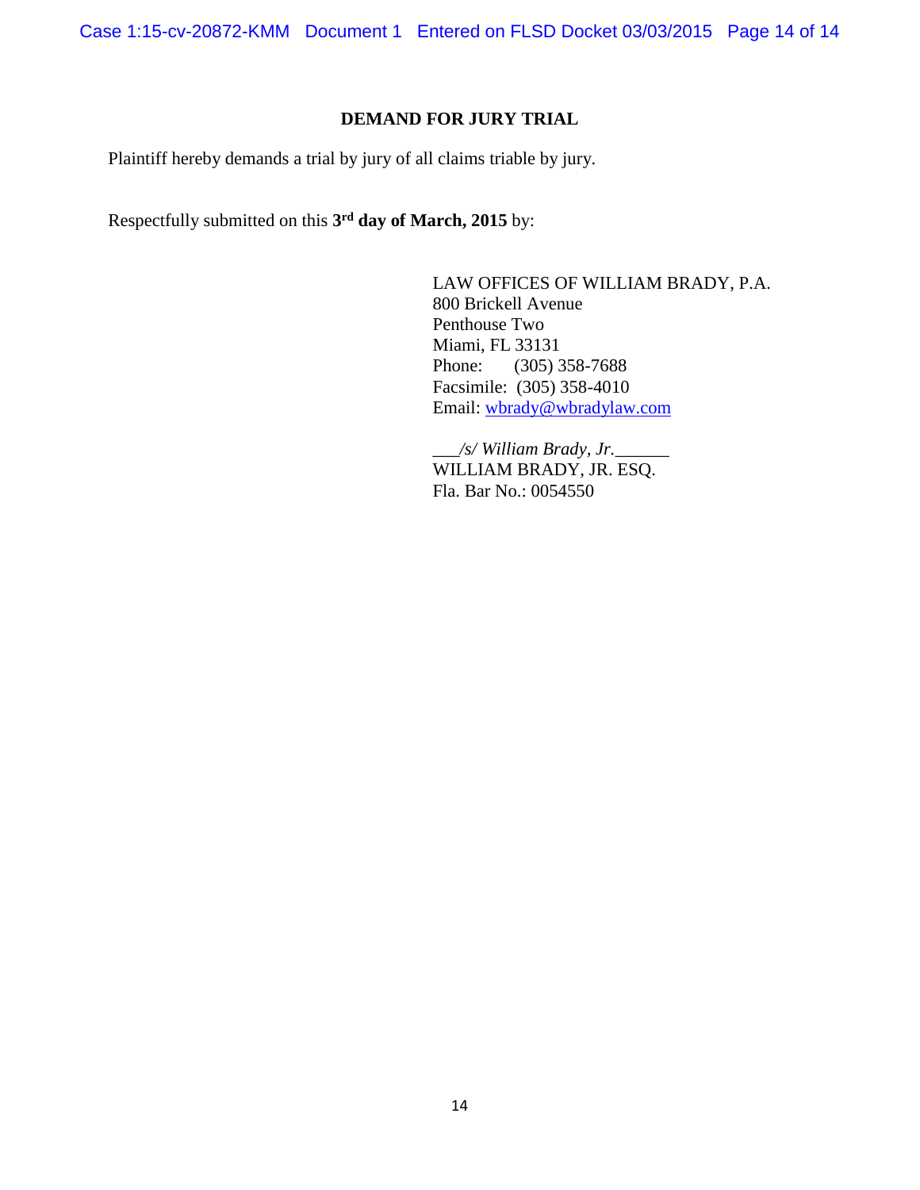## DEMAND FOR JURY TRIAL

Plaintiff hereby demands a trial by jury of all claims triable by jury.

Respectfully submitted on this **3rd day of March, 2015** by:

LAW OFFICES OF WILLIAM BRADY, P.A.
800 Brickell Avenue
Penthouse Two
Miami, FL 33131
Phone: (305) 358-7688
Facsimile: (305) 358-4010
Email: wbrady@wbradylaw.com

___*/s/ William Brady, Jr.*______
WILLIAM BRADY, JR. ESQ.
Fla. Bar No.: 0054550